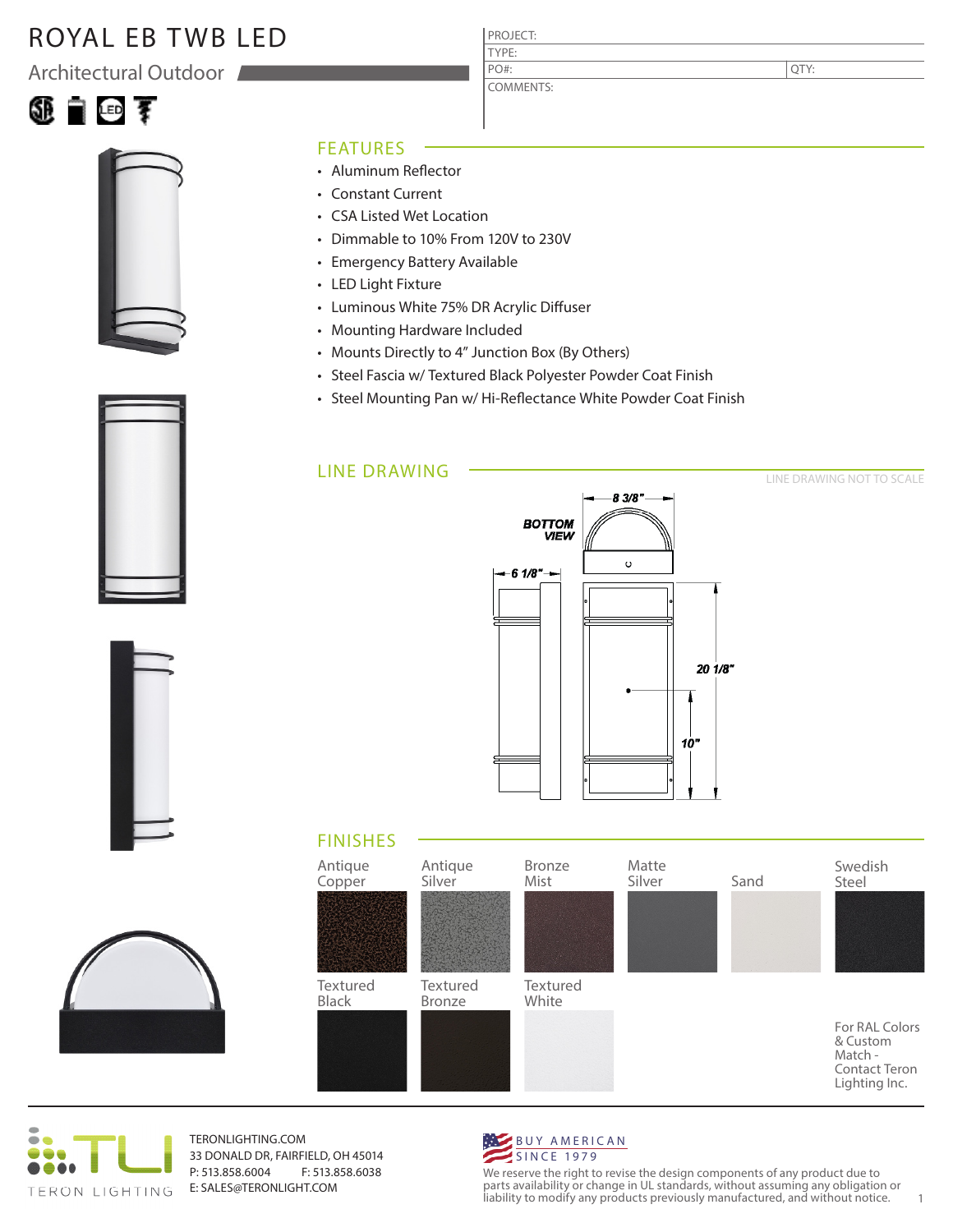# ROYAL EB TWB LED

## Architectural Outdoor

| PROJECT: | |
|---|---|
| TYPE: | |
| PO#: | QTY: |
| COMMENTS: | |

## FEATURES

- Aluminum Reflector
- Constant Current
- CSA Listed Wet Location
- Dimmable to 10% From 120V to 230V
- Emergency Battery Available
- LED Light Fixture
- Luminous White 75% DR Acrylic Diffuser
- Mounting Hardware Included
- Mounts Directly to 4" Junction Box (By Others)
- Steel Fascia w/ Textured Black Polyester Powder Coat Finish
- Steel Mounting Pan w/ Hi-Reflectance White Powder Coat Finish

## LINE DRAWING

LINE DRAWING NOT TO SCALE

BOTTOM VIEW

8 3/8"

6 1/8"

20 1/8"

10"

## FINISHES

- Antique Copper
- Antique Silver
- Bronze Mist
- Matte Silver
- Sand
- Swedish Steel
- Textured Black
- Textured Bronze
- Textured White

For RAL Colors & Custom Match - Contact Teron Lighting Inc.

TERON LIGHTING

TERONLIGHTING.COM
33 DONALD DR, FAIRFIELD, OH 45014
P: 513.858.6004 F: 513.858.6038
E: SALES@TERONLIGHT.COM

BUY AMERICAN
SINCE 1979

We reserve the right to revise the design components of any product due to parts availability or change in UL standards, without assuming any obligation or liability to modify any products previously manufactured, and without notice.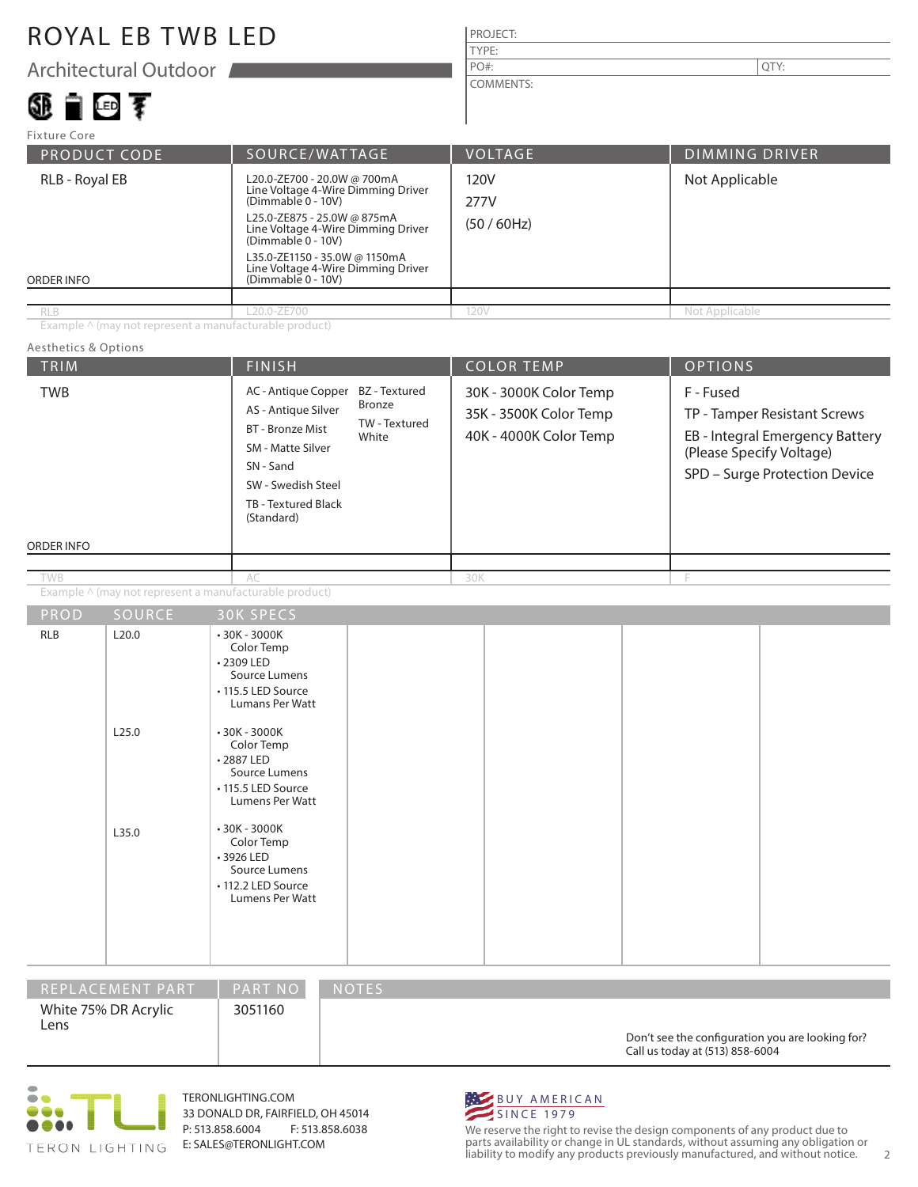# ROYAL EB TWB LED

## Architectural Outdoor

| | |
|---|---|
| PROJECT: | |
| TYPE: | |
| PO#: | QTY: |
| COMMENTS: | |

Fixture Core

| PRODUCT CODE | SOURCE/WATTAGE | VOLTAGE | DIMMING DRIVER |
|---|---|---|---|
| RLB - Royal EB | L20.0-ZE700 - 20.0W @ 700mA Line Voltage 4-Wire Dimming Driver (Dimmable 0 - 10V)<br>L25.0-ZE875 - 25.0W @ 875mA Line Voltage 4-Wire Dimming Driver (Dimmable 0 - 10V)<br>L35.0-ZE1150 - 35.0W @ 1150mA Line Voltage 4-Wire Dimming Driver (Dimmable 0 - 10V) | 120V<br>277V<br>(50 / 60Hz) | Not Applicable |
| ORDER INFO | | | |
| RLB | L20.0-ZE700 | 120V | Not Applicable |

Example ^ (may not represent a manufacturable product)

Aesthetics & Options

| TRIM | FINISH | COLOR TEMP | OPTIONS |
|---|---|---|---|
| TWB | AC - Antique Copper<br>AS - Antique Silver<br>BT - Bronze Mist<br>SM - Matte Silver<br>SN - Sand<br>SW - Swedish Steel<br>TB - Textured Black (Standard)<br>BZ - Textured Bronze<br>TW - Textured White | 30K - 3000K Color Temp<br>35K - 3500K Color Temp<br>40K - 4000K Color Temp | F - Fused<br>TP - Tamper Resistant Screws<br>EB - Integral Emergency Battery (Please Specify Voltage)<br>SPD – Surge Protection Device |
| ORDER INFO | | | |
| TWB | AC | 30K | F |

Example ^ (may not represent a manufacturable product)

| PROD | SOURCE | 30K SPECS |
|---|---|---|
| RLB | L20.0 | • 30K - 3000K Color Temp<br>• 2309 LED Source Lumens<br>• 115.5 LED Source Lumans Per Watt |
| | L25.0 | • 30K - 3000K Color Temp<br>• 2887 LED Source Lumens<br>• 115.5 LED Source Lumens Per Watt |
| | L35.0 | • 30K - 3000K Color Temp<br>• 3926 LED Source Lumens<br>• 112.2 LED Source Lumens Per Watt |

| REPLACEMENT PART | PART NO | NOTES |
|---|---|---|
| White 75% DR Acrylic Lens | 3051160 | Don't see the configuration you are looking for? Call us today at (513) 858-6004 |

TERON LIGHTING

TERONLIGHTING.COM
33 DONALD DR, FAIRFIELD, OH 45014
P: 513.858.6004 F: 513.858.6038
E: SALES@TERONLIGHT.COM

BUY AMERICAN SINCE 1979

We reserve the right to revise the design components of any product due to parts availability or change in UL standards, without assuming any obligation or liability to modify any products previously manufactured, and without notice.